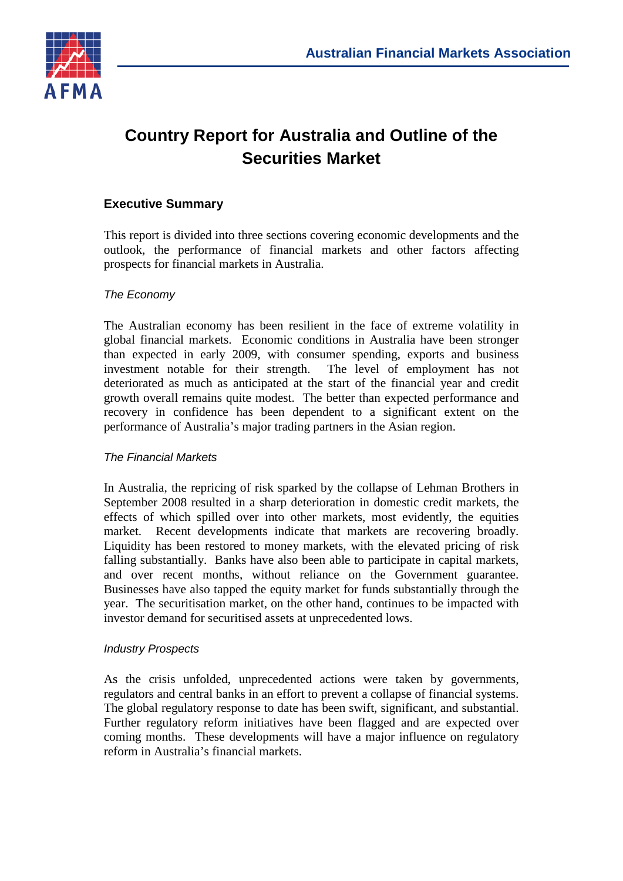Australian Financial Markets Association

# Country Report for Australia and Outline of the Securities Market

## Executive Summary

This report is divided into three sections covering economic developments and the outlook, the performance of financial markets and other factors affecting prospects for financial markets in Australia.

### *The Economy*

The Australian economy has been resilient in the face of extreme volatility in global financial markets. Economic conditions in Australia have been stronger than expected in early 2009, with consumer spending, exports and business investment notable for their strength. The level of employment has not deteriorated as much as anticipated at the start of the financial year and credit growth overall remains quite modest. The better than expected performance and recovery in confidence has been dependent to a significant extent on the performance of Australia's major trading partners in the Asian region.

### *The Financial Markets*

In Australia, the repricing of risk sparked by the collapse of Lehman Brothers in September 2008 resulted in a sharp deterioration in domestic credit markets, the effects of which spilled over into other markets, most evidently, the equities market. Recent developments indicate that markets are recovering broadly. Liquidity has been restored to money markets, with the elevated pricing of risk falling substantially. Banks have also been able to participate in capital markets, and over recent months, without reliance on the Government guarantee. Businesses have also tapped the equity market for funds substantially through the year. The securitisation market, on the other hand, continues to be impacted with investor demand for securitised assets at unprecedented lows.

### *Industry Prospects*

As the crisis unfolded, unprecedented actions were taken by governments, regulators and central banks in an effort to prevent a collapse of financial systems. The global regulatory response to date has been swift, significant, and substantial. Further regulatory reform initiatives have been flagged and are expected over coming months. These developments will have a major influence on regulatory reform in Australia's financial markets.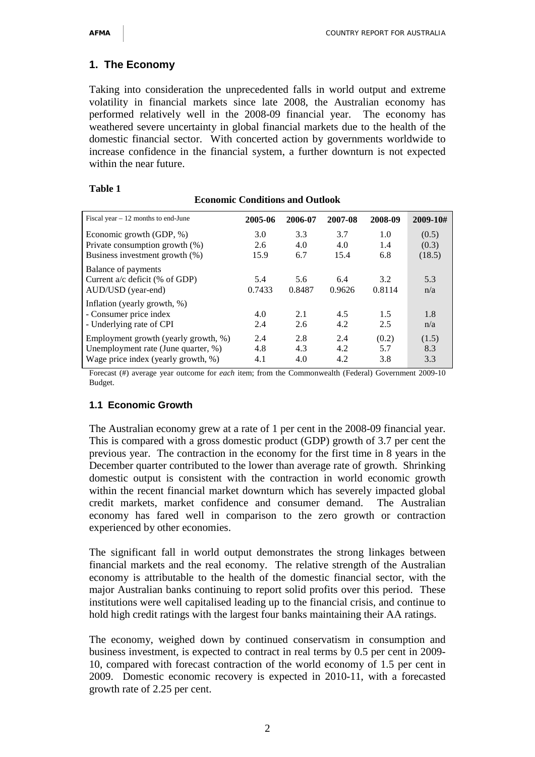## 1. The Economy

Taking into consideration the unprecedented falls in world output and extreme volatility in financial markets since late 2008, the Australian economy has performed relatively well in the 2008-09 financial year. The economy has weathered severe uncertainty in global financial markets due to the health of the domestic financial sector. With concerted action by governments worldwide to increase confidence in the financial system, a further downturn is not expected within the near future.

**Table 1**

**Economic Conditions and Outlook**

| Fiscal year – 12 months to end-June | 2005-06 | 2006-07 | 2007-08 | 2008-09 | 2009-10# |
|---|---|---|---|---|---|
| Economic growth (GDP, %) | 3.0 | 3.3 | 3.7 | 1.0 | (0.5) |
| Private consumption growth (%) | 2.6 | 4.0 | 4.0 | 1.4 | (0.3) |
| Business investment growth (%) | 15.9 | 6.7 | 15.4 | 6.8 | (18.5) |
| Balance of payments | | | | | |
| Current a/c deficit (% of GDP) | 5.4 | 5.6 | 6.4 | 3.2 | 5.3 |
| AUD/USD (year-end) | 0.7433 | 0.8487 | 0.9626 | 0.8114 | n/a |
| Inflation (yearly growth, %) | | | | | |
| - Consumer price index | 4.0 | 2.1 | 4.5 | 1.5 | 1.8 |
| - Underlying rate of CPI | 2.4 | 2.6 | 4.2 | 2.5 | n/a |
| Employment growth (yearly growth, %) | 2.4 | 2.8 | 2.4 | (0.2) | (1.5) |
| Unemployment rate (June quarter, %) | 4.8 | 4.3 | 4.2 | 5.7 | 8.3 |
| Wage price index (yearly growth, %) | 4.1 | 4.0 | 4.2 | 3.8 | 3.3 |

Forecast (#) average year outcome for *each* item; from the Commonwealth (Federal) Government 2009-10 Budget.

### 1.1 Economic Growth

The Australian economy grew at a rate of 1 per cent in the 2008-09 financial year. This is compared with a gross domestic product (GDP) growth of 3.7 per cent the previous year. The contraction in the economy for the first time in 8 years in the December quarter contributed to the lower than average rate of growth. Shrinking domestic output is consistent with the contraction in world economic growth within the recent financial market downturn which has severely impacted global credit markets, market confidence and consumer demand. The Australian economy has fared well in comparison to the zero growth or contraction experienced by other economies.

The significant fall in world output demonstrates the strong linkages between financial markets and the real economy. The relative strength of the Australian economy is attributable to the health of the domestic financial sector, with the major Australian banks continuing to report solid profits over this period. These institutions were well capitalised leading up to the financial crisis, and continue to hold high credit ratings with the largest four banks maintaining their AA ratings.

The economy, weighed down by continued conservatism in consumption and business investment, is expected to contract in real terms by 0.5 per cent in 2009-10, compared with forecast contraction of the world economy of 1.5 per cent in 2009. Domestic economic recovery is expected in 2010-11, with a forecasted growth rate of 2.25 per cent.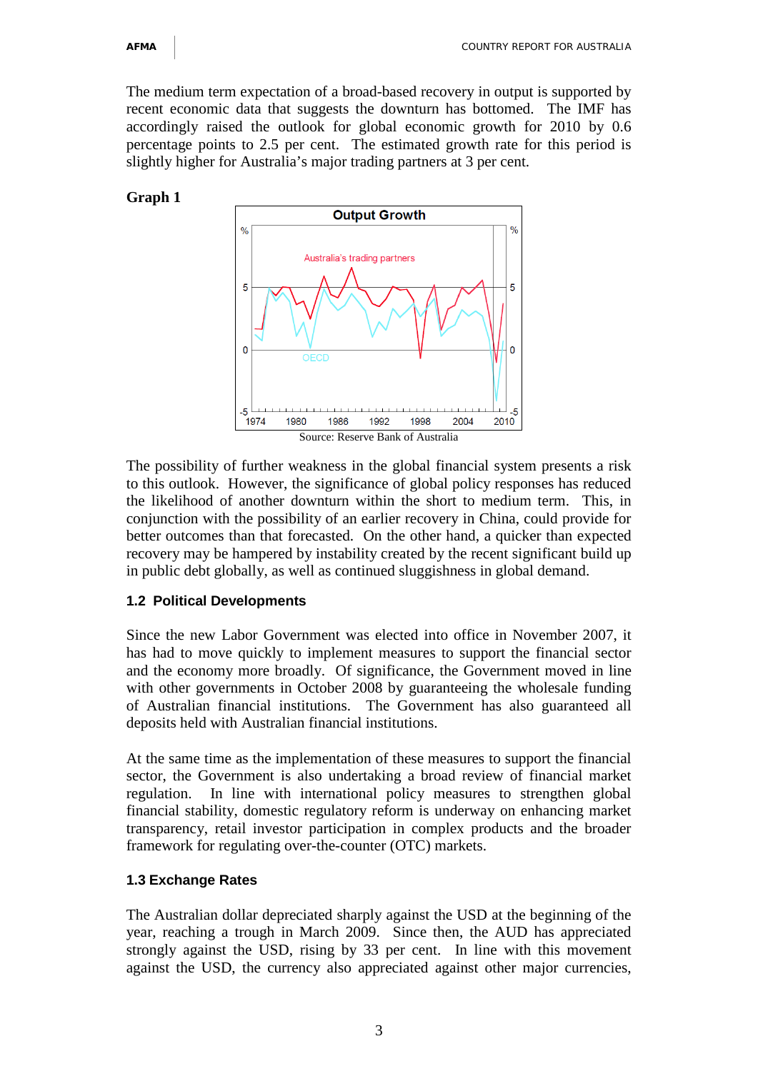The medium term expectation of a broad-based recovery in output is supported by recent economic data that suggests the downturn has bottomed. The IMF has accordingly raised the outlook for global economic growth for 2010 by 0.6 percentage points to 2.5 per cent. The estimated growth rate for this period is slightly higher for Australia's major trading partners at 3 per cent.

**Graph 1**

Source: Reserve Bank of Australia

The possibility of further weakness in the global financial system presents a risk to this outlook. However, the significance of global policy responses has reduced the likelihood of another downturn within the short to medium term. This, in conjunction with the possibility of an earlier recovery in China, could provide for better outcomes than that forecasted. On the other hand, a quicker than expected recovery may be hampered by instability created by the recent significant build up in public debt globally, as well as continued sluggishness in global demand.

### 1.2 Political Developments

Since the new Labor Government was elected into office in November 2007, it has had to move quickly to implement measures to support the financial sector and the economy more broadly. Of significance, the Government moved in line with other governments in October 2008 by guaranteeing the wholesale funding of Australian financial institutions. The Government has also guaranteed all deposits held with Australian financial institutions.

At the same time as the implementation of these measures to support the financial sector, the Government is also undertaking a broad review of financial market regulation. In line with international policy measures to strengthen global financial stability, domestic regulatory reform is underway on enhancing market transparency, retail investor participation in complex products and the broader framework for regulating over-the-counter (OTC) markets.

### 1.3 Exchange Rates

The Australian dollar depreciated sharply against the USD at the beginning of the year, reaching a trough in March 2009. Since then, the AUD has appreciated strongly against the USD, rising by 33 per cent. In line with this movement against the USD, the currency also appreciated against other major currencies,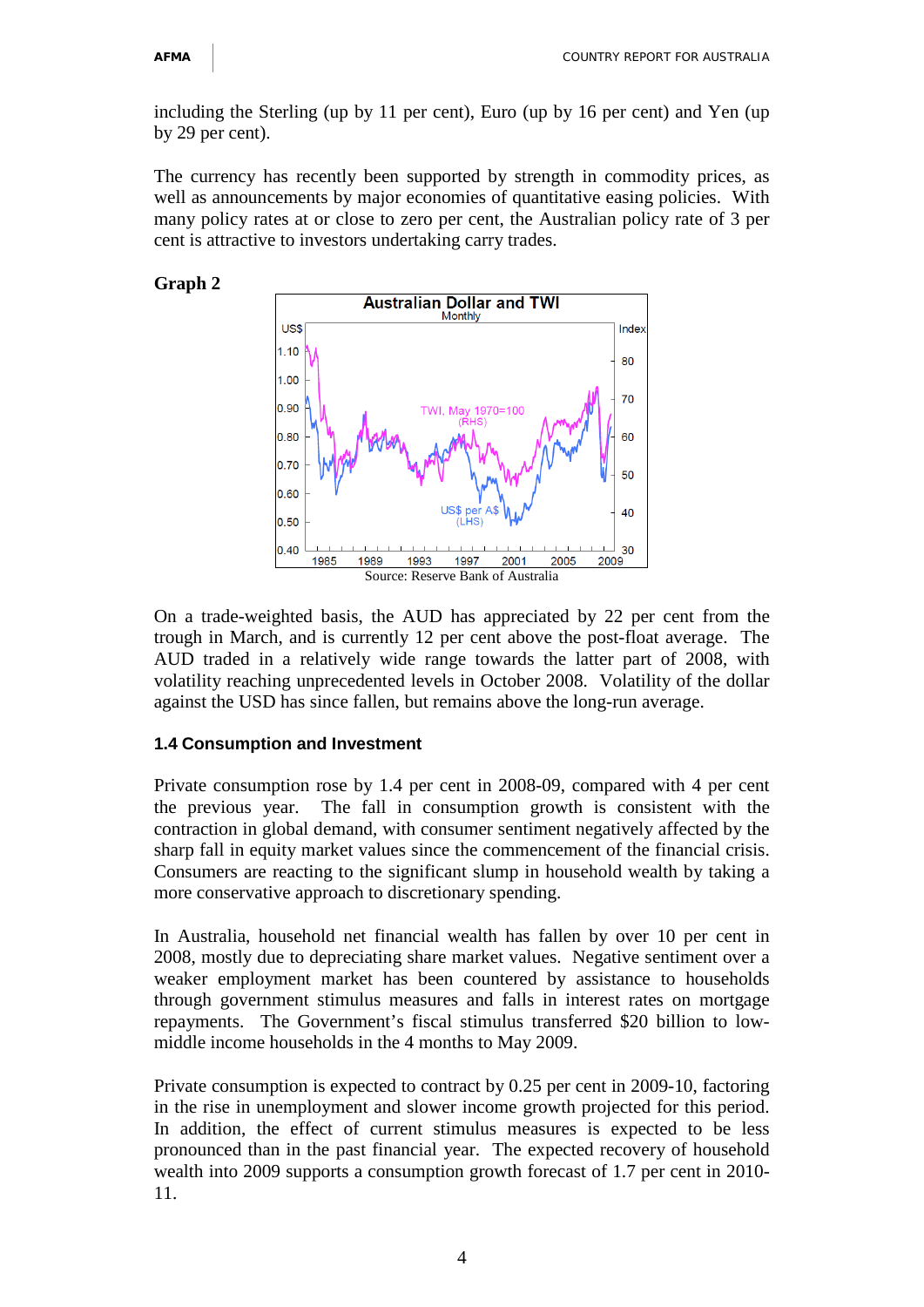including the Sterling (up by 11 per cent), Euro (up by 16 per cent) and Yen (up by 29 per cent).

The currency has recently been supported by strength in commodity prices, as well as announcements by major economies of quantitative easing policies. With many policy rates at or close to zero per cent, the Australian policy rate of 3 per cent is attractive to investors undertaking carry trades.

**Graph 2**

Source: Reserve Bank of Australia

On a trade-weighted basis, the AUD has appreciated by 22 per cent from the trough in March, and is currently 12 per cent above the post-float average. The AUD traded in a relatively wide range towards the latter part of 2008, with volatility reaching unprecedented levels in October 2008. Volatility of the dollar against the USD has since fallen, but remains above the long-run average.

### 1.4 Consumption and Investment

Private consumption rose by 1.4 per cent in 2008-09, compared with 4 per cent the previous year. The fall in consumption growth is consistent with the contraction in global demand, with consumer sentiment negatively affected by the sharp fall in equity market values since the commencement of the financial crisis. Consumers are reacting to the significant slump in household wealth by taking a more conservative approach to discretionary spending.

In Australia, household net financial wealth has fallen by over 10 per cent in 2008, mostly due to depreciating share market values. Negative sentiment over a weaker employment market has been countered by assistance to households through government stimulus measures and falls in interest rates on mortgage repayments. The Government's fiscal stimulus transferred $20 billion to low-middle income households in the 4 months to May 2009.

Private consumption is expected to contract by 0.25 per cent in 2009-10, factoring in the rise in unemployment and slower income growth projected for this period. In addition, the effect of current stimulus measures is expected to be less pronounced than in the past financial year. The expected recovery of household wealth into 2009 supports a consumption growth forecast of 1.7 per cent in 2010-11.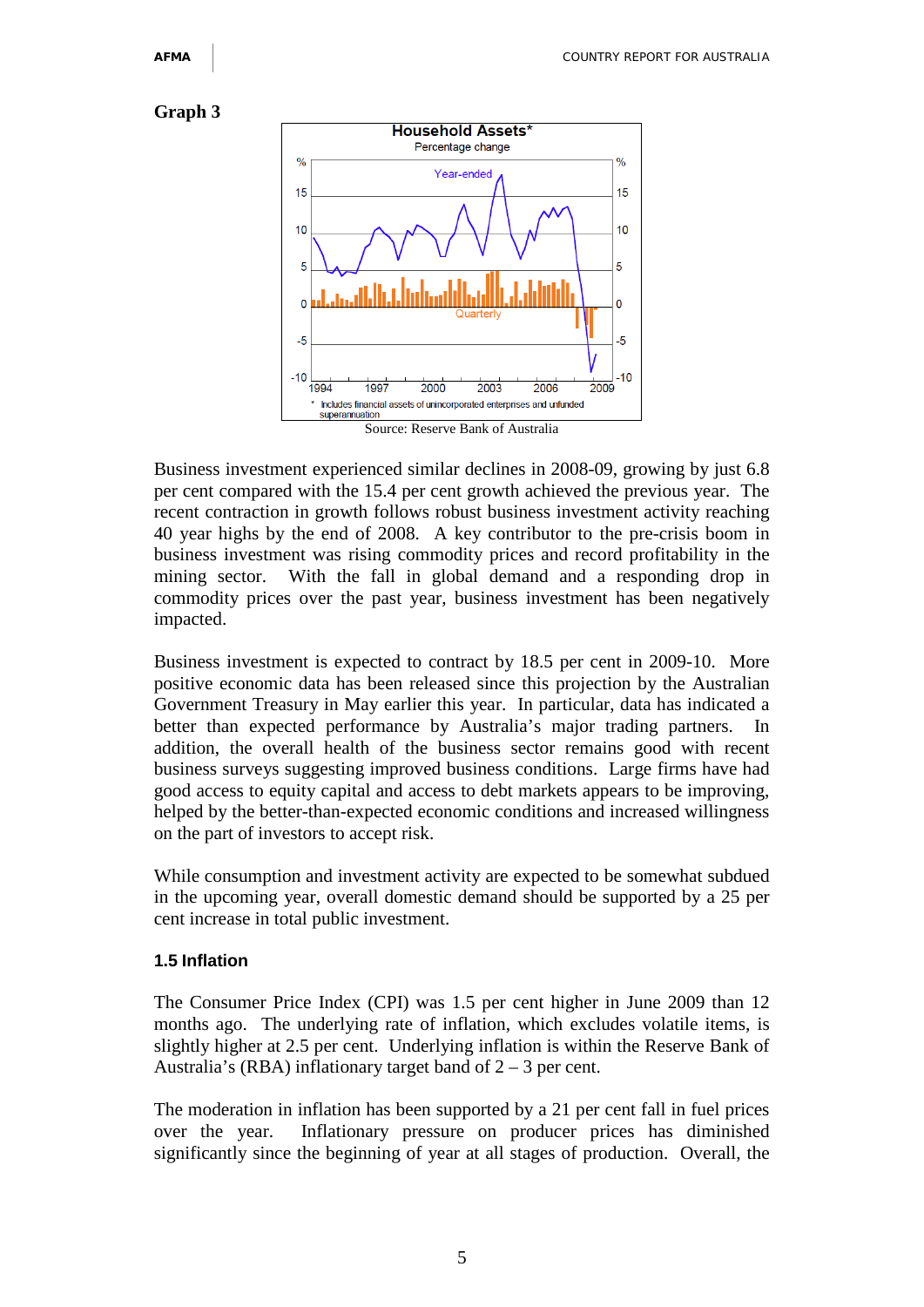**Graph 3**

Source: Reserve Bank of Australia

Business investment experienced similar declines in 2008-09, growing by just 6.8 per cent compared with the 15.4 per cent growth achieved the previous year. The recent contraction in growth follows robust business investment activity reaching 40 year highs by the end of 2008. A key contributor to the pre-crisis boom in business investment was rising commodity prices and record profitability in the mining sector. With the fall in global demand and a responding drop in commodity prices over the past year, business investment has been negatively impacted.

Business investment is expected to contract by 18.5 per cent in 2009-10. More positive economic data has been released since this projection by the Australian Government Treasury in May earlier this year. In particular, data has indicated a better than expected performance by Australia's major trading partners. In addition, the overall health of the business sector remains good with recent business surveys suggesting improved business conditions. Large firms have had good access to equity capital and access to debt markets appears to be improving, helped by the better-than-expected economic conditions and increased willingness on the part of investors to accept risk.

While consumption and investment activity are expected to be somewhat subdued in the upcoming year, overall domestic demand should be supported by a 25 per cent increase in total public investment.

### 1.5 Inflation

The Consumer Price Index (CPI) was 1.5 per cent higher in June 2009 than 12 months ago. The underlying rate of inflation, which excludes volatile items, is slightly higher at 2.5 per cent. Underlying inflation is within the Reserve Bank of Australia's (RBA) inflationary target band of 2 – 3 per cent.

The moderation in inflation has been supported by a 21 per cent fall in fuel prices over the year. Inflationary pressure on producer prices has diminished significantly since the beginning of year at all stages of production. Overall, the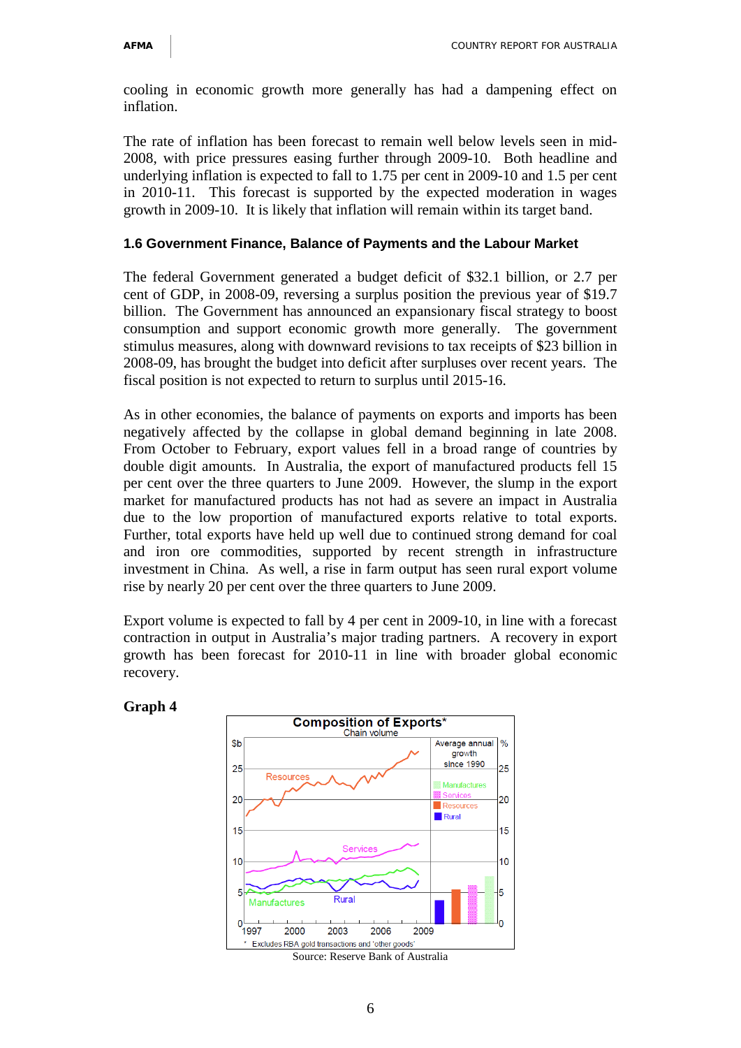cooling in economic growth more generally has had a dampening effect on inflation.

The rate of inflation has been forecast to remain well below levels seen in mid-2008, with price pressures easing further through 2009-10. Both headline and underlying inflation is expected to fall to 1.75 per cent in 2009-10 and 1.5 per cent in 2010-11. This forecast is supported by the expected moderation in wages growth in 2009-10. It is likely that inflation will remain within its target band.

### 1.6 Government Finance, Balance of Payments and the Labour Market

The federal Government generated a budget deficit of $32.1 billion, or 2.7 per cent of GDP, in 2008-09, reversing a surplus position the previous year of $19.7 billion. The Government has announced an expansionary fiscal strategy to boost consumption and support economic growth more generally. The government stimulus measures, along with downward revisions to tax receipts of $23 billion in 2008-09, has brought the budget into deficit after surpluses over recent years. The fiscal position is not expected to return to surplus until 2015-16.

As in other economies, the balance of payments on exports and imports has been negatively affected by the collapse in global demand beginning in late 2008. From October to February, export values fell in a broad range of countries by double digit amounts. In Australia, the export of manufactured products fell 15 per cent over the three quarters to June 2009. However, the slump in the export market for manufactured products has not had as severe an impact in Australia due to the low proportion of manufactured exports relative to total exports. Further, total exports have held up well due to continued strong demand for coal and iron ore commodities, supported by recent strength in infrastructure investment in China. As well, a rise in farm output has seen rural export volume rise by nearly 20 per cent over the three quarters to June 2009.

Export volume is expected to fall by 4 per cent in 2009-10, in line with a forecast contraction in output in Australia's major trading partners. A recovery in export growth has been forecast for 2010-11 in line with broader global economic recovery.

**Graph 4**

Source: Reserve Bank of Australia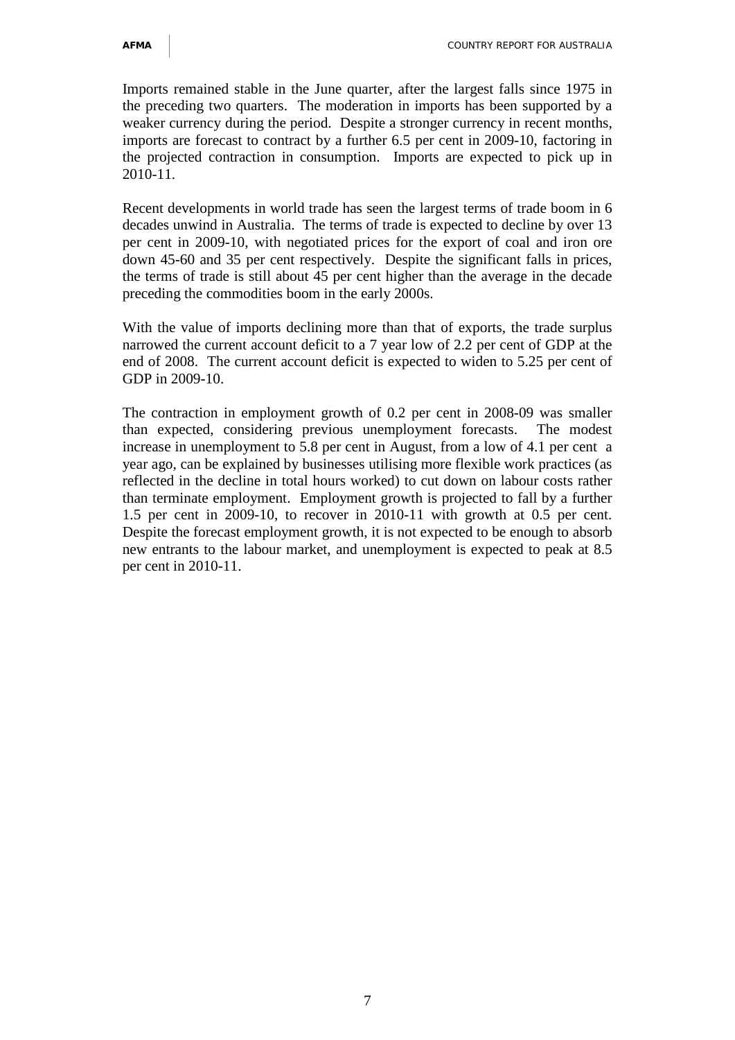Imports remained stable in the June quarter, after the largest falls since 1975 in the preceding two quarters. The moderation in imports has been supported by a weaker currency during the period. Despite a stronger currency in recent months, imports are forecast to contract by a further 6.5 per cent in 2009-10, factoring in the projected contraction in consumption. Imports are expected to pick up in 2010-11.

Recent developments in world trade has seen the largest terms of trade boom in 6 decades unwind in Australia. The terms of trade is expected to decline by over 13 per cent in 2009-10, with negotiated prices for the export of coal and iron ore down 45-60 and 35 per cent respectively. Despite the significant falls in prices, the terms of trade is still about 45 per cent higher than the average in the decade preceding the commodities boom in the early 2000s.

With the value of imports declining more than that of exports, the trade surplus narrowed the current account deficit to a 7 year low of 2.2 per cent of GDP at the end of 2008. The current account deficit is expected to widen to 5.25 per cent of GDP in 2009-10.

The contraction in employment growth of 0.2 per cent in 2008-09 was smaller than expected, considering previous unemployment forecasts. The modest increase in unemployment to 5.8 per cent in August, from a low of 4.1 per cent a year ago, can be explained by businesses utilising more flexible work practices (as reflected in the decline in total hours worked) to cut down on labour costs rather than terminate employment. Employment growth is projected to fall by a further 1.5 per cent in 2009-10, to recover in 2010-11 with growth at 0.5 per cent. Despite the forecast employment growth, it is not expected to be enough to absorb new entrants to the labour market, and unemployment is expected to peak at 8.5 per cent in 2010-11.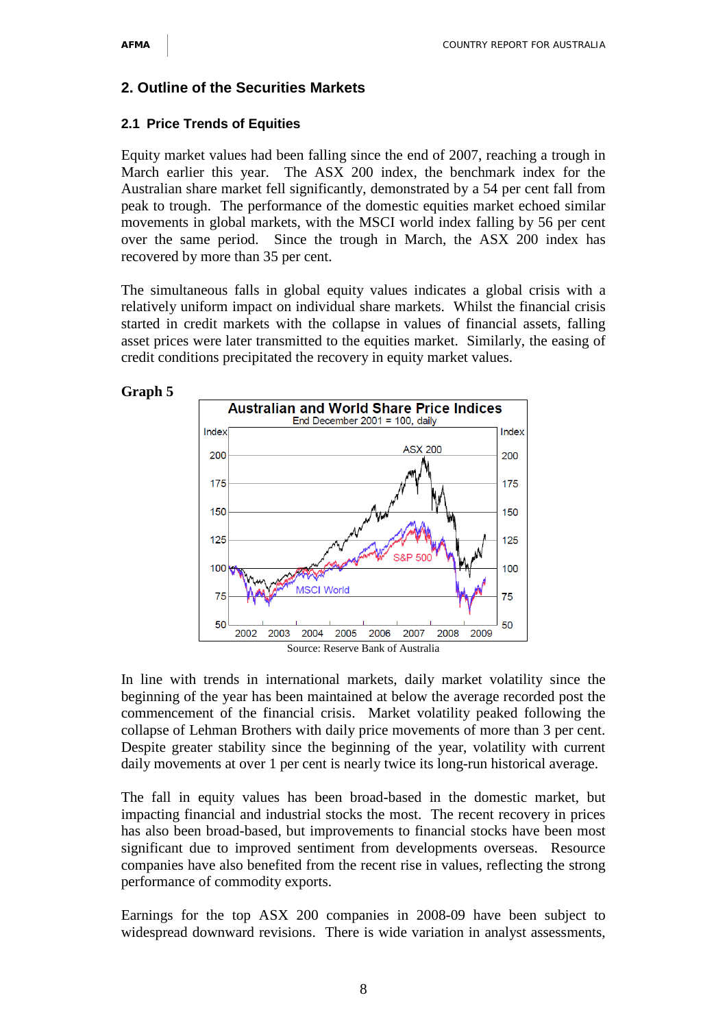## 2. Outline of the Securities Markets

### 2.1 Price Trends of Equities

Equity market values had been falling since the end of 2007, reaching a trough in March earlier this year. The ASX 200 index, the benchmark index for the Australian share market fell significantly, demonstrated by a 54 per cent fall from peak to trough. The performance of the domestic equities market echoed similar movements in global markets, with the MSCI world index falling by 56 per cent over the same period. Since the trough in March, the ASX 200 index has recovered by more than 35 per cent.

The simultaneous falls in global equity values indicates a global crisis with a relatively uniform impact on individual share markets. Whilst the financial crisis started in credit markets with the collapse in values of financial assets, falling asset prices were later transmitted to the equities market. Similarly, the easing of credit conditions precipitated the recovery in equity market values.

**Graph 5**

Source: Reserve Bank of Australia

In line with trends in international markets, daily market volatility since the beginning of the year has been maintained at below the average recorded post the commencement of the financial crisis. Market volatility peaked following the collapse of Lehman Brothers with daily price movements of more than 3 per cent. Despite greater stability since the beginning of the year, volatility with current daily movements at over 1 per cent is nearly twice its long-run historical average.

The fall in equity values has been broad-based in the domestic market, but impacting financial and industrial stocks the most. The recent recovery in prices has also been broad-based, but improvements to financial stocks have been most significant due to improved sentiment from developments overseas. Resource companies have also benefited from the recent rise in values, reflecting the strong performance of commodity exports.

Earnings for the top ASX 200 companies in 2008-09 have been subject to widespread downward revisions. There is wide variation in analyst assessments,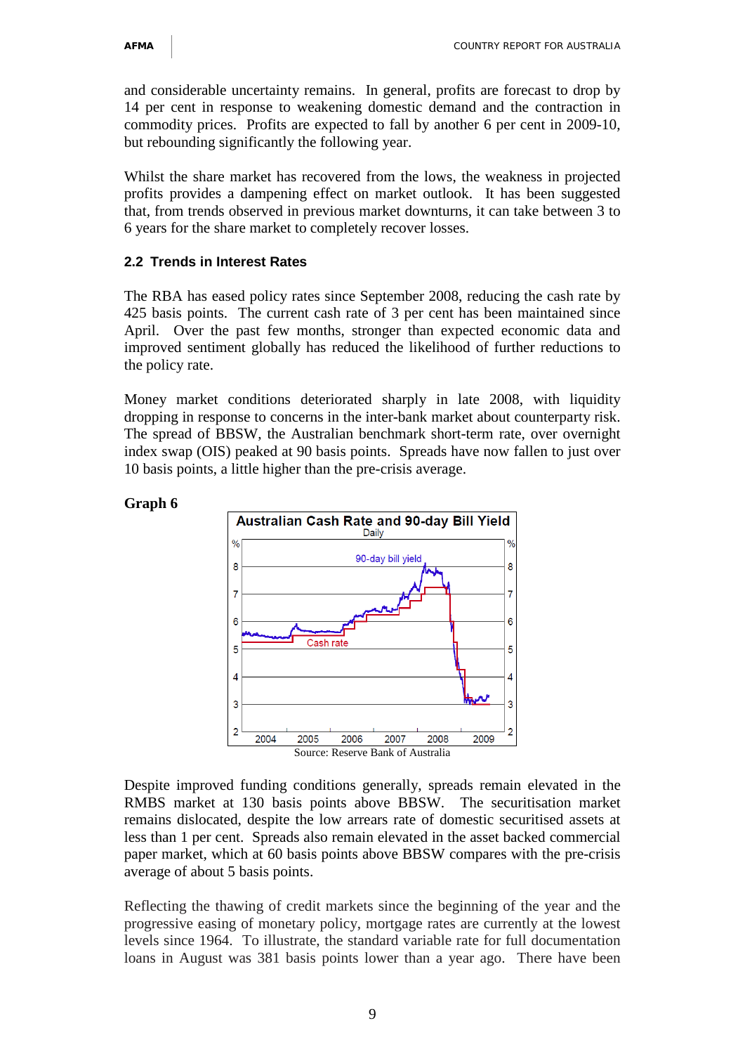and considerable uncertainty remains. In general, profits are forecast to drop by 14 per cent in response to weakening domestic demand and the contraction in commodity prices. Profits are expected to fall by another 6 per cent in 2009-10, but rebounding significantly the following year.

Whilst the share market has recovered from the lows, the weakness in projected profits provides a dampening effect on market outlook. It has been suggested that, from trends observed in previous market downturns, it can take between 3 to 6 years for the share market to completely recover losses.

### 2.2 Trends in Interest Rates

The RBA has eased policy rates since September 2008, reducing the cash rate by 425 basis points. The current cash rate of 3 per cent has been maintained since April. Over the past few months, stronger than expected economic data and improved sentiment globally has reduced the likelihood of further reductions to the policy rate.

Money market conditions deteriorated sharply in late 2008, with liquidity dropping in response to concerns in the inter-bank market about counterparty risk. The spread of BBSW, the Australian benchmark short-term rate, over overnight index swap (OIS) peaked at 90 basis points. Spreads have now fallen to just over 10 basis points, a little higher than the pre-crisis average.

**Graph 6**

Source: Reserve Bank of Australia

Despite improved funding conditions generally, spreads remain elevated in the RMBS market at 130 basis points above BBSW. The securitisation market remains dislocated, despite the low arrears rate of domestic securitised assets at less than 1 per cent. Spreads also remain elevated in the asset backed commercial paper market, which at 60 basis points above BBSW compares with the pre-crisis average of about 5 basis points.

Reflecting the thawing of credit markets since the beginning of the year and the progressive easing of monetary policy, mortgage rates are currently at the lowest levels since 1964. To illustrate, the standard variable rate for full documentation loans in August was 381 basis points lower than a year ago. There have been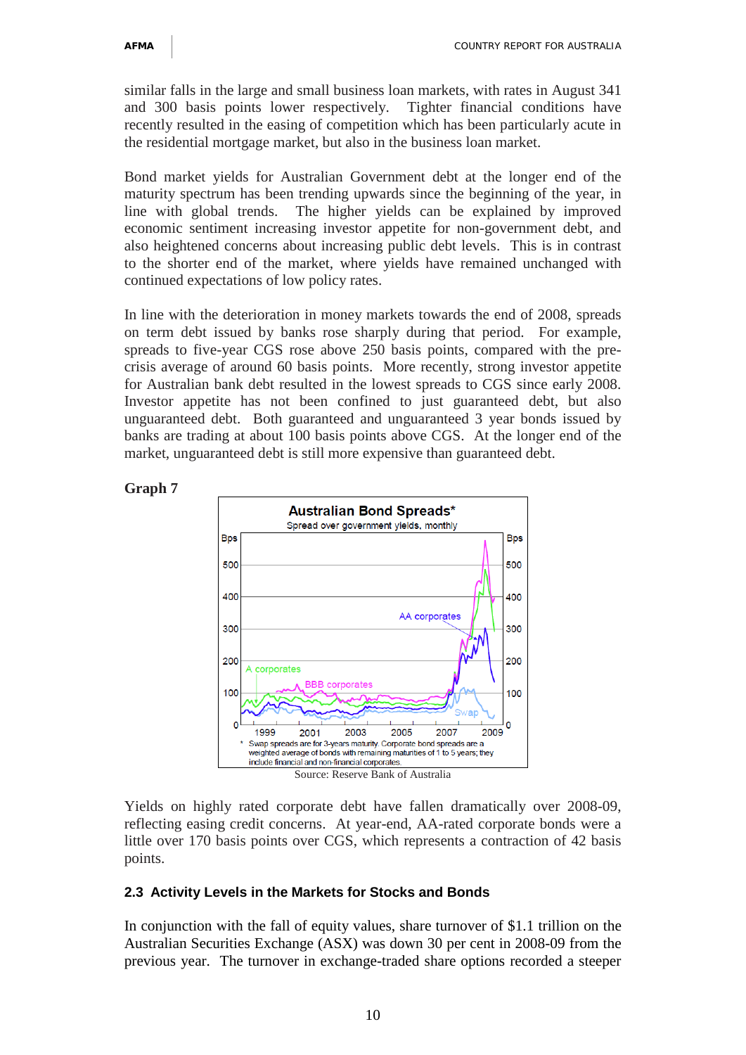similar falls in the large and small business loan markets, with rates in August 341 and 300 basis points lower respectively. Tighter financial conditions have recently resulted in the easing of competition which has been particularly acute in the residential mortgage market, but also in the business loan market.

Bond market yields for Australian Government debt at the longer end of the maturity spectrum has been trending upwards since the beginning of the year, in line with global trends. The higher yields can be explained by improved economic sentiment increasing investor appetite for non-government debt, and also heightened concerns about increasing public debt levels. This is in contrast to the shorter end of the market, where yields have remained unchanged with continued expectations of low policy rates.

In line with the deterioration in money markets towards the end of 2008, spreads on term debt issued by banks rose sharply during that period. For example, spreads to five-year CGS rose above 250 basis points, compared with the pre-crisis average of around 60 basis points. More recently, strong investor appetite for Australian bank debt resulted in the lowest spreads to CGS since early 2008. Investor appetite has not been confined to just guaranteed debt, but also unguaranteed debt. Both guaranteed and unguaranteed 3 year bonds issued by banks are trading at about 100 basis points above CGS. At the longer end of the market, unguaranteed debt is still more expensive than guaranteed debt.

**Graph 7**

**Australian Bond Spreads***

Spread over government yields, monthly

\* Swap spreads are for 3-years maturity. Corporate bond spreads are a weighted average of bonds with remaining maturities of 1 to 5 years; they include financial and non-financial corporates.

Source: Reserve Bank of Australia

Yields on highly rated corporate debt have fallen dramatically over 2008-09, reflecting easing credit concerns. At year-end, AA-rated corporate bonds were a little over 170 basis points over CGS, which represents a contraction of 42 basis points.

### 2.3 Activity Levels in the Markets for Stocks and Bonds

In conjunction with the fall of equity values, share turnover of $1.1 trillion on the Australian Securities Exchange (ASX) was down 30 per cent in 2008-09 from the previous year. The turnover in exchange-traded share options recorded a steeper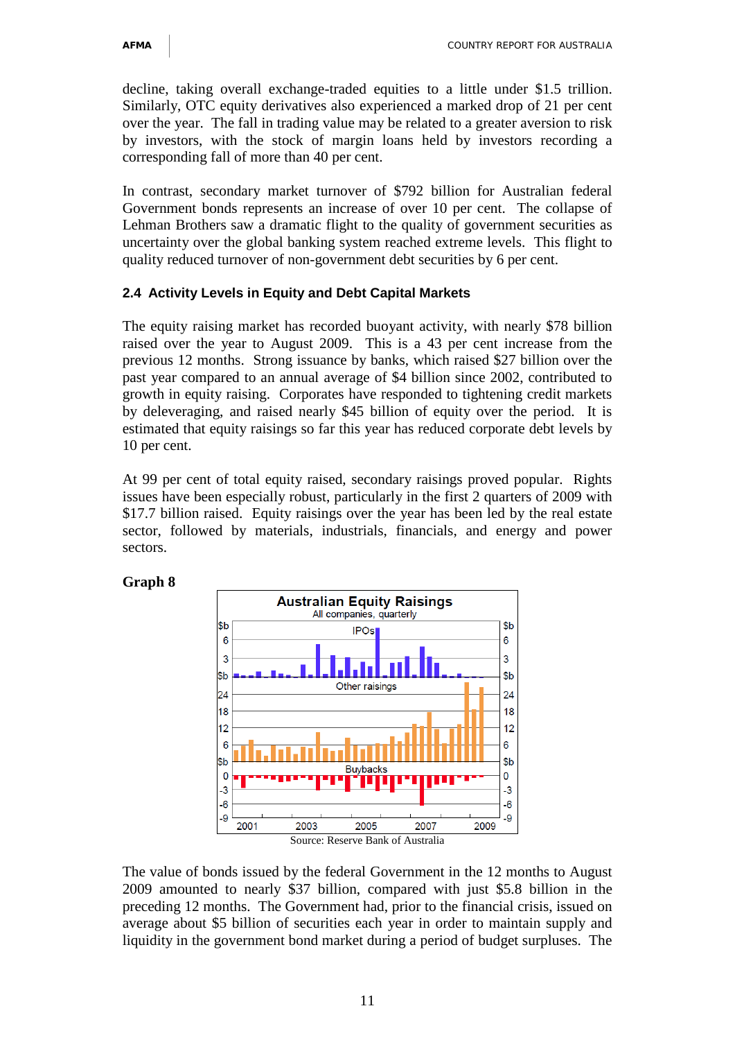decline, taking overall exchange-traded equities to a little under $1.5 trillion. Similarly, OTC equity derivatives also experienced a marked drop of 21 per cent over the year. The fall in trading value may be related to a greater aversion to risk by investors, with the stock of margin loans held by investors recording a corresponding fall of more than 40 per cent.

In contrast, secondary market turnover of $792 billion for Australian federal Government bonds represents an increase of over 10 per cent. The collapse of Lehman Brothers saw a dramatic flight to the quality of government securities as uncertainty over the global banking system reached extreme levels. This flight to quality reduced turnover of non-government debt securities by 6 per cent.

### 2.4 Activity Levels in Equity and Debt Capital Markets

The equity raising market has recorded buoyant activity, with nearly $78 billion raised over the year to August 2009. This is a 43 per cent increase from the previous 12 months. Strong issuance by banks, which raised $27 billion over the past year compared to an annual average of $4 billion since 2002, contributed to growth in equity raising. Corporates have responded to tightening credit markets by deleveraging, and raised nearly $45 billion of equity over the period. It is estimated that equity raisings so far this year has reduced corporate debt levels by 10 per cent.

At 99 per cent of total equity raised, secondary raisings proved popular. Rights issues have been especially robust, particularly in the first 2 quarters of 2009 with $17.7 billion raised. Equity raisings over the year has been led by the real estate sector, followed by materials, industrials, financials, and energy and power sectors.

**Graph 8**

Source: Reserve Bank of Australia

The value of bonds issued by the federal Government in the 12 months to August 2009 amounted to nearly $37 billion, compared with just $5.8 billion in the preceding 12 months. The Government had, prior to the financial crisis, issued on average about $5 billion of securities each year in order to maintain supply and liquidity in the government bond market during a period of budget surpluses. The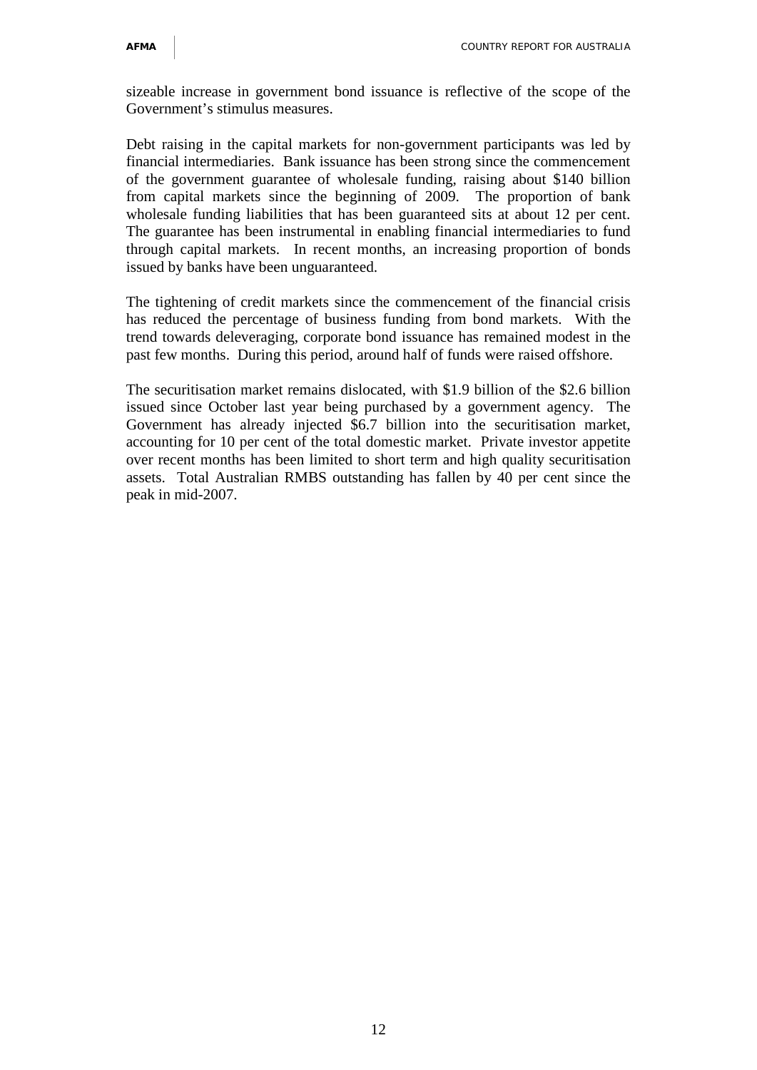sizeable increase in government bond issuance is reflective of the scope of the Government's stimulus measures.

Debt raising in the capital markets for non-government participants was led by financial intermediaries. Bank issuance has been strong since the commencement of the government guarantee of wholesale funding, raising about $140 billion from capital markets since the beginning of 2009. The proportion of bank wholesale funding liabilities that has been guaranteed sits at about 12 per cent. The guarantee has been instrumental in enabling financial intermediaries to fund through capital markets. In recent months, an increasing proportion of bonds issued by banks have been unguaranteed.

The tightening of credit markets since the commencement of the financial crisis has reduced the percentage of business funding from bond markets. With the trend towards deleveraging, corporate bond issuance has remained modest in the past few months. During this period, around half of funds were raised offshore.

The securitisation market remains dislocated, with $1.9 billion of the $2.6 billion issued since October last year being purchased by a government agency. The Government has already injected $6.7 billion into the securitisation market, accounting for 10 per cent of the total domestic market. Private investor appetite over recent months has been limited to short term and high quality securitisation assets. Total Australian RMBS outstanding has fallen by 40 per cent since the peak in mid-2007.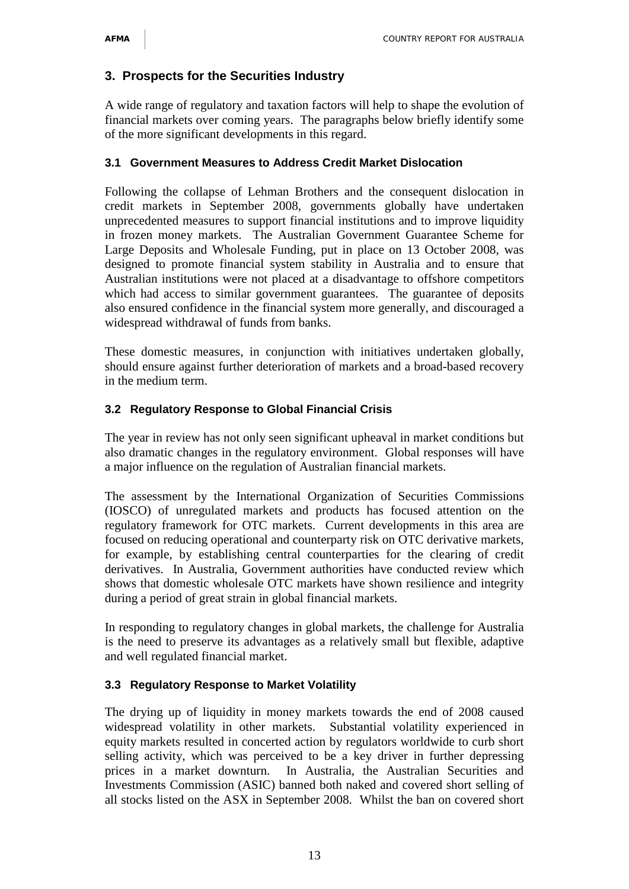## 3. Prospects for the Securities Industry

A wide range of regulatory and taxation factors will help to shape the evolution of financial markets over coming years. The paragraphs below briefly identify some of the more significant developments in this regard.

### 3.1 Government Measures to Address Credit Market Dislocation

Following the collapse of Lehman Brothers and the consequent dislocation in credit markets in September 2008, governments globally have undertaken unprecedented measures to support financial institutions and to improve liquidity in frozen money markets. The Australian Government Guarantee Scheme for Large Deposits and Wholesale Funding, put in place on 13 October 2008, was designed to promote financial system stability in Australia and to ensure that Australian institutions were not placed at a disadvantage to offshore competitors which had access to similar government guarantees. The guarantee of deposits also ensured confidence in the financial system more generally, and discouraged a widespread withdrawal of funds from banks.

These domestic measures, in conjunction with initiatives undertaken globally, should ensure against further deterioration of markets and a broad-based recovery in the medium term.

### 3.2 Regulatory Response to Global Financial Crisis

The year in review has not only seen significant upheaval in market conditions but also dramatic changes in the regulatory environment. Global responses will have a major influence on the regulation of Australian financial markets.

The assessment by the International Organization of Securities Commissions (IOSCO) of unregulated markets and products has focused attention on the regulatory framework for OTC markets. Current developments in this area are focused on reducing operational and counterparty risk on OTC derivative markets, for example, by establishing central counterparties for the clearing of credit derivatives. In Australia, Government authorities have conducted review which shows that domestic wholesale OTC markets have shown resilience and integrity during a period of great strain in global financial markets.

In responding to regulatory changes in global markets, the challenge for Australia is the need to preserve its advantages as a relatively small but flexible, adaptive and well regulated financial market.

### 3.3 Regulatory Response to Market Volatility

The drying up of liquidity in money markets towards the end of 2008 caused widespread volatility in other markets. Substantial volatility experienced in equity markets resulted in concerted action by regulators worldwide to curb short selling activity, which was perceived to be a key driver in further depressing prices in a market downturn. In Australia, the Australian Securities and Investments Commission (ASIC) banned both naked and covered short selling of all stocks listed on the ASX in September 2008. Whilst the ban on covered short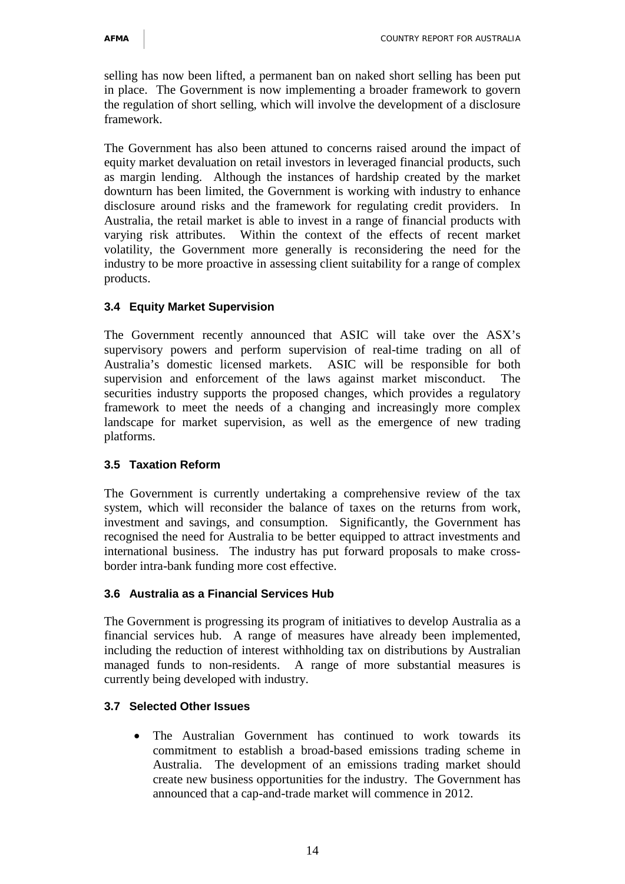selling has now been lifted, a permanent ban on naked short selling has been put in place. The Government is now implementing a broader framework to govern the regulation of short selling, which will involve the development of a disclosure framework.

The Government has also been attuned to concerns raised around the impact of equity market devaluation on retail investors in leveraged financial products, such as margin lending. Although the instances of hardship created by the market downturn has been limited, the Government is working with industry to enhance disclosure around risks and the framework for regulating credit providers. In Australia, the retail market is able to invest in a range of financial products with varying risk attributes. Within the context of the effects of recent market volatility, the Government more generally is reconsidering the need for the industry to be more proactive in assessing client suitability for a range of complex products.

### 3.4 Equity Market Supervision

The Government recently announced that ASIC will take over the ASX's supervisory powers and perform supervision of real-time trading on all of Australia's domestic licensed markets. ASIC will be responsible for both supervision and enforcement of the laws against market misconduct. The securities industry supports the proposed changes, which provides a regulatory framework to meet the needs of a changing and increasingly more complex landscape for market supervision, as well as the emergence of new trading platforms.

### 3.5 Taxation Reform

The Government is currently undertaking a comprehensive review of the tax system, which will reconsider the balance of taxes on the returns from work, investment and savings, and consumption. Significantly, the Government has recognised the need for Australia to be better equipped to attract investments and international business. The industry has put forward proposals to make cross-border intra-bank funding more cost effective.

### 3.6 Australia as a Financial Services Hub

The Government is progressing its program of initiatives to develop Australia as a financial services hub. A range of measures have already been implemented, including the reduction of interest withholding tax on distributions by Australian managed funds to non-residents. A range of more substantial measures is currently being developed with industry.

### 3.7 Selected Other Issues

- The Australian Government has continued to work towards its commitment to establish a broad-based emissions trading scheme in Australia. The development of an emissions trading market should create new business opportunities for the industry. The Government has announced that a cap-and-trade market will commence in 2012.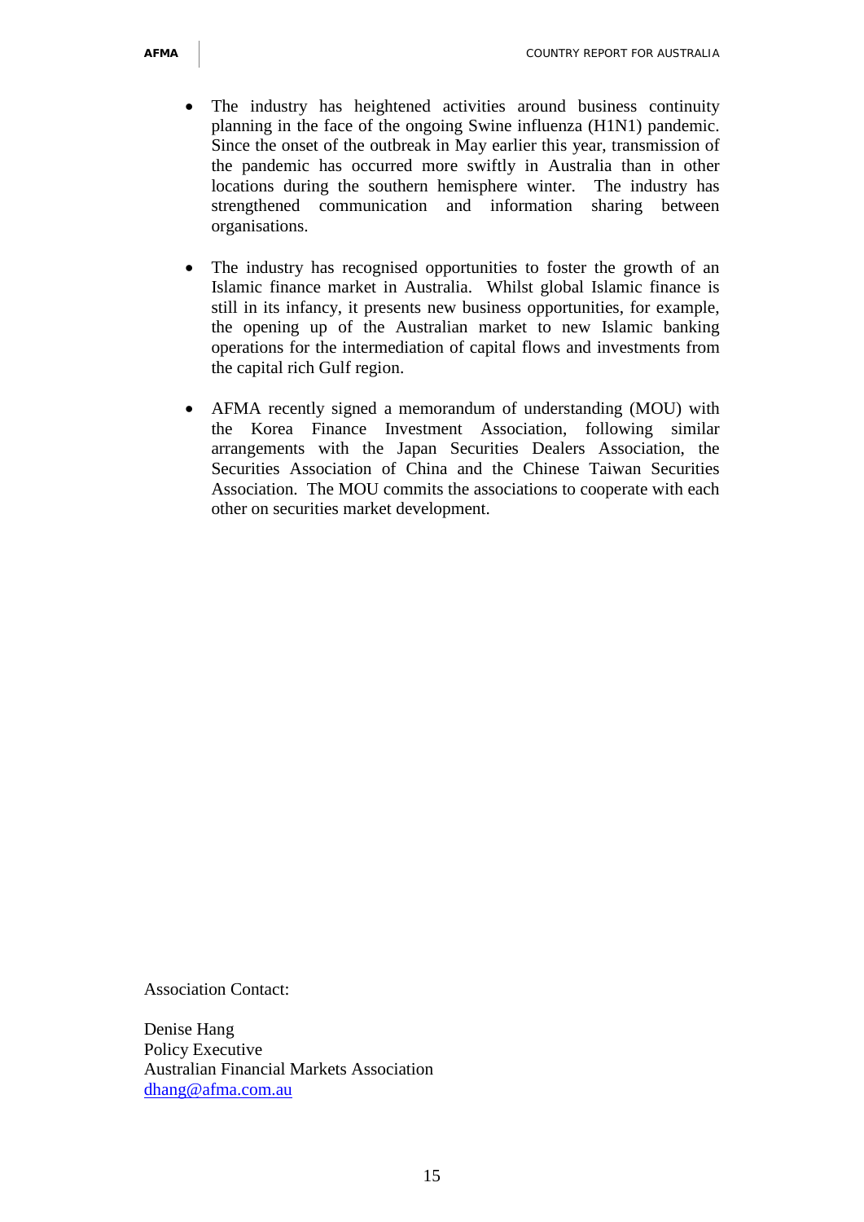- The industry has heightened activities around business continuity planning in the face of the ongoing Swine influenza (H1N1) pandemic. Since the onset of the outbreak in May earlier this year, transmission of the pandemic has occurred more swiftly in Australia than in other locations during the southern hemisphere winter. The industry has strengthened communication and information sharing between organisations.

- The industry has recognised opportunities to foster the growth of an Islamic finance market in Australia. Whilst global Islamic finance is still in its infancy, it presents new business opportunities, for example, the opening up of the Australian market to new Islamic banking operations for the intermediation of capital flows and investments from the capital rich Gulf region.

- AFMA recently signed a memorandum of understanding (MOU) with the Korea Finance Investment Association, following similar arrangements with the Japan Securities Dealers Association, the Securities Association of China and the Chinese Taiwan Securities Association. The MOU commits the associations to cooperate with each other on securities market development.

Association Contact:

Denise Hang
Policy Executive
Australian Financial Markets Association
dhang@afma.com.au